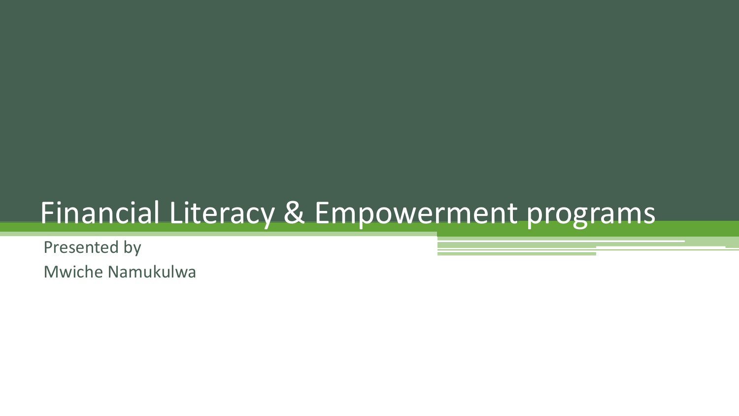# Financial Literacy & Empowerment programs

Presented by

Mwiche Namukulwa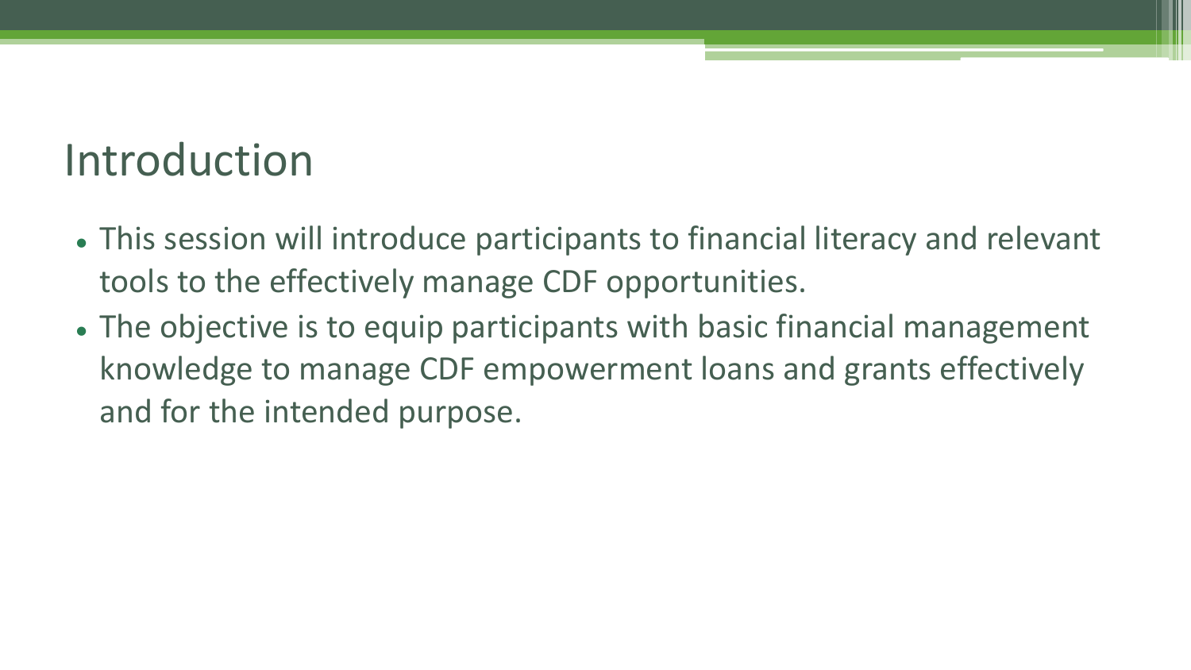# Introduction

- This session will introduce participants to financial literacy and relevant tools to the effectively manage CDF opportunities.
- The objective is to equip participants with basic financial management knowledge to manage CDF empowerment loans and grants effectively and for the intended purpose.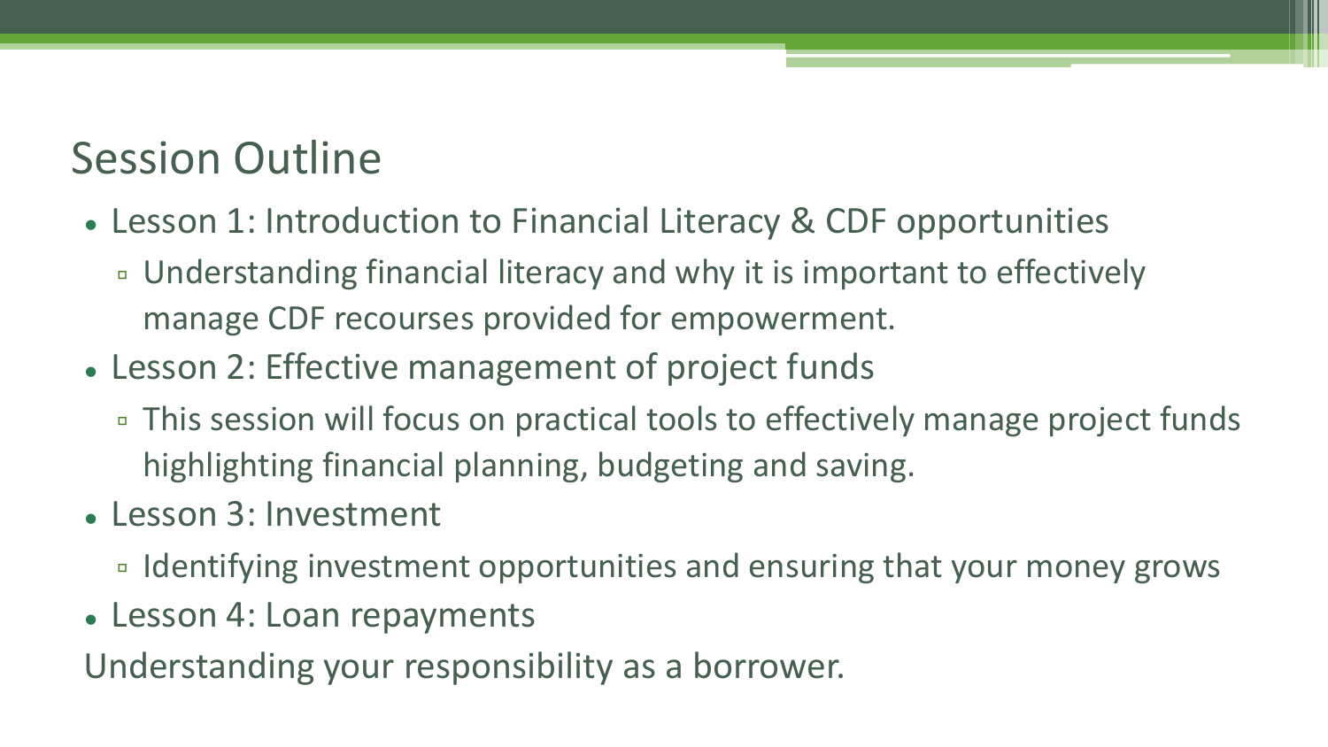## Session Outline

- Lesson 1: Introduction to Financial Literacy & CDF opportunities
  - Understanding financial literacy and why it is important to effectively manage CDF recourses provided for empowerment.
- Lesson 2: Effective management of project funds
  - This session will focus on practical tools to effectively manage project funds highlighting financial planning, budgeting and saving.
- Lesson 3: Investment
  - Identifying investment opportunities and ensuring that your money grows
- Lesson 4: Loan repayments

Understanding your responsibility as a borrower.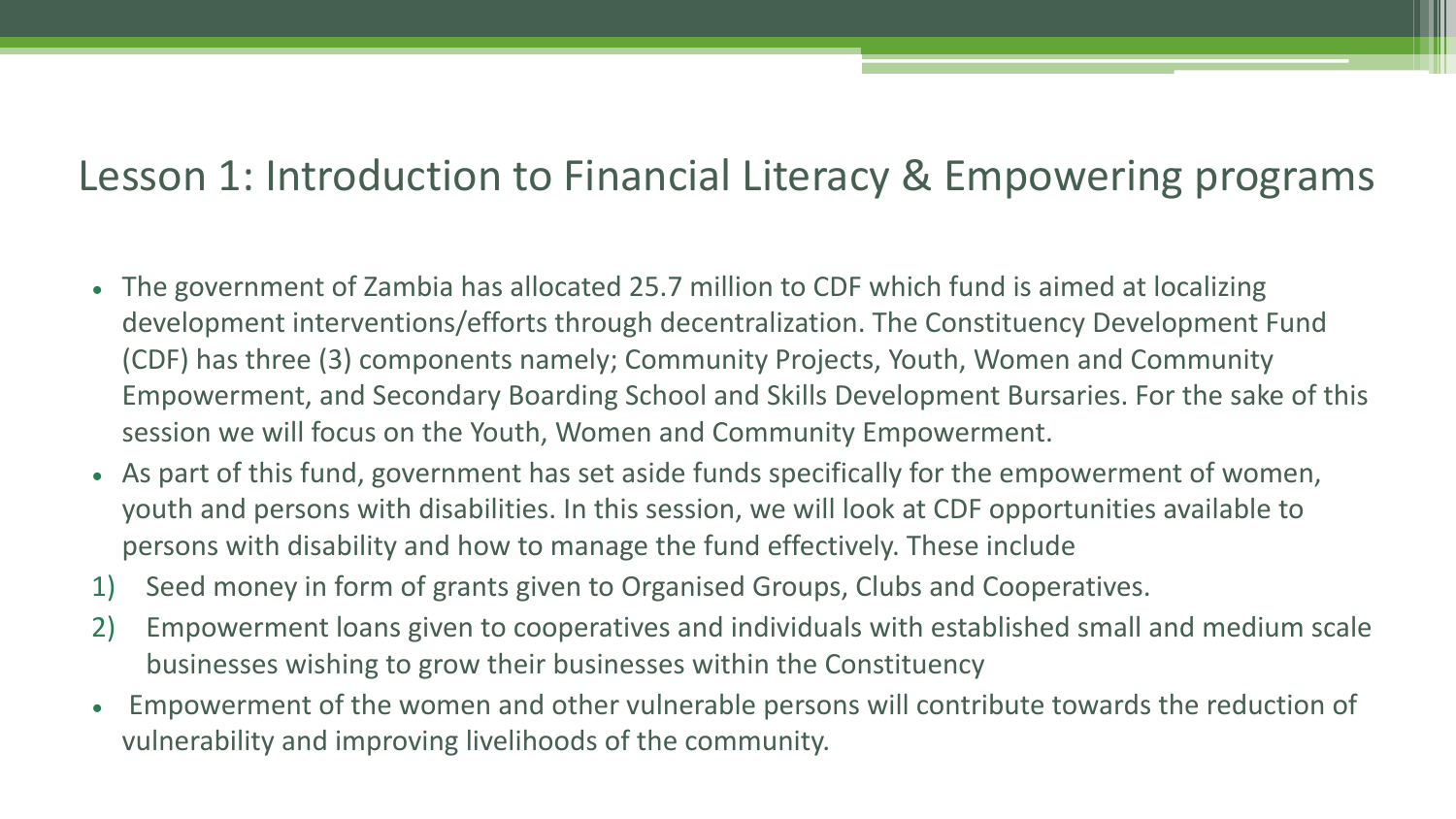## Lesson 1: Introduction to Financial Literacy & Empowering programs

- The government of Zambia has allocated 25.7 million to CDF which fund is aimed at localizing development interventions/efforts through decentralization. The Constituency Development Fund (CDF) has three (3) components namely; Community Projects, Youth, Women and Community Empowerment, and Secondary Boarding School and Skills Development Bursaries. For the sake of this session we will focus on the Youth, Women and Community Empowerment.
- As part of this fund, government has set aside funds specifically for the empowerment of women, youth and persons with disabilities. In this session, we will look at CDF opportunities available to persons with disability and how to manage the fund effectively. These include

1) Seed money in form of grants given to Organised Groups, Clubs and Cooperatives.
2) Empowerment loans given to cooperatives and individuals with established small and medium scale businesses wishing to grow their businesses within the Constituency

- Empowerment of the women and other vulnerable persons will contribute towards the reduction of vulnerability and improving livelihoods of the community.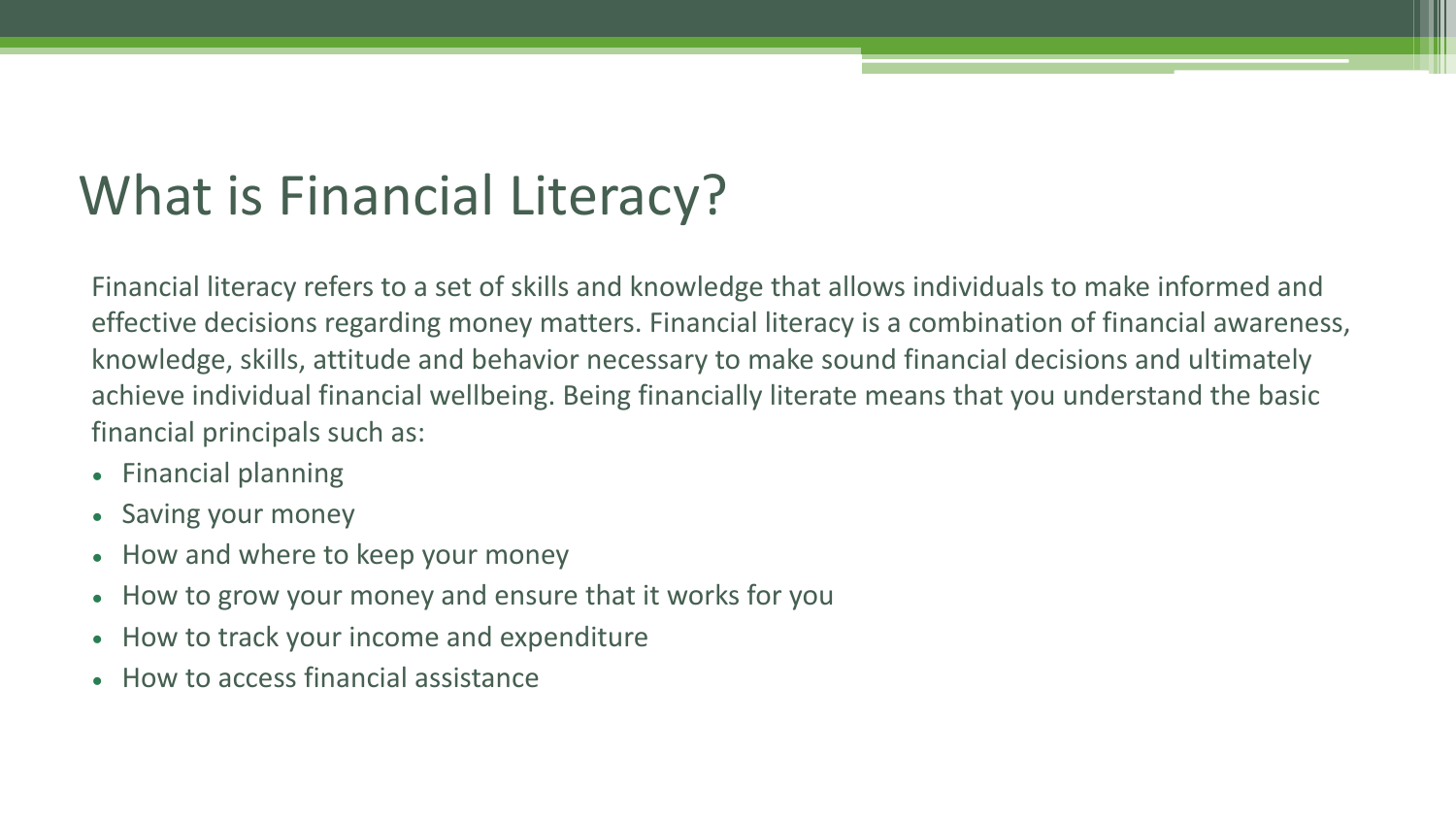# What is Financial Literacy?

Financial literacy refers to a set of skills and knowledge that allows individuals to make informed and effective decisions regarding money matters. Financial literacy is a combination of financial awareness, knowledge, skills, attitude and behavior necessary to make sound financial decisions and ultimately achieve individual financial wellbeing. Being financially literate means that you understand the basic financial principals such as:

- Financial planning
- Saving your money
- How and where to keep your money
- How to grow your money and ensure that it works for you
- How to track your income and expenditure
- How to access financial assistance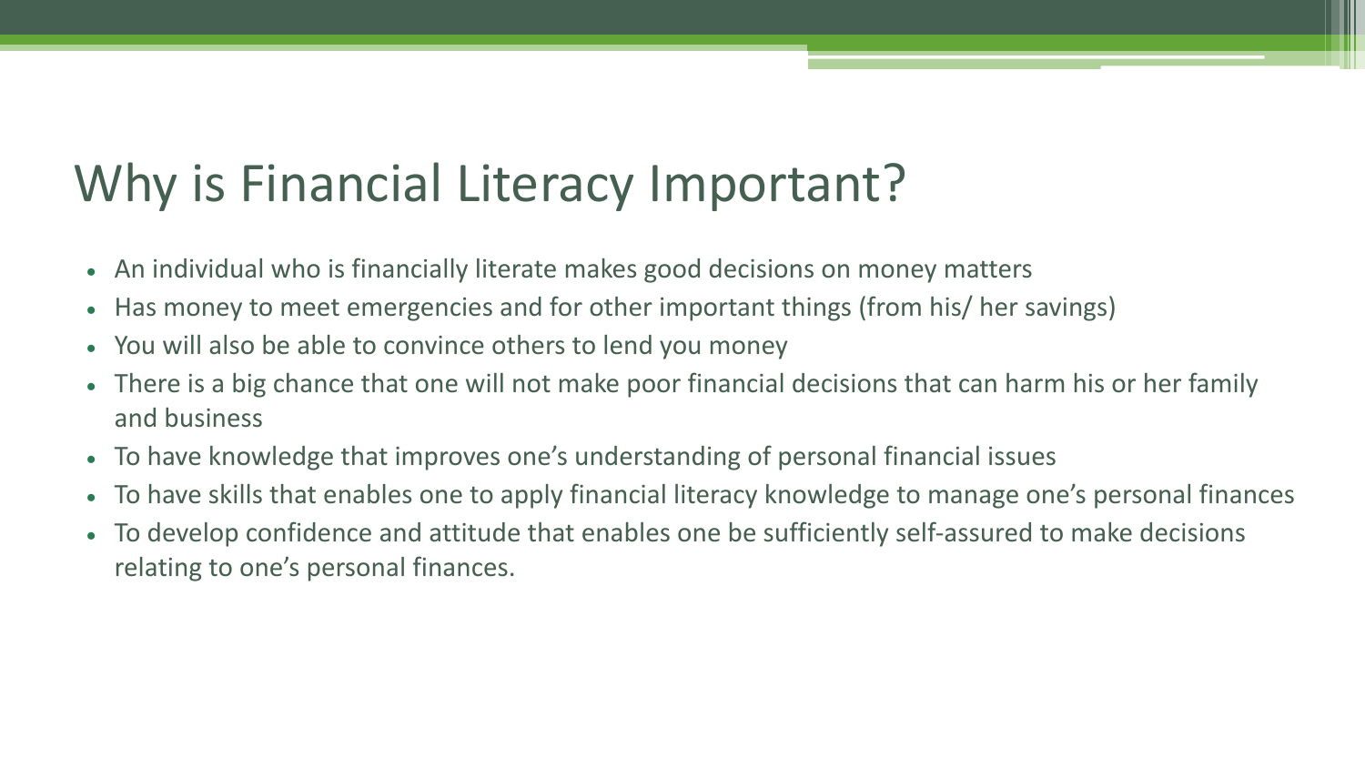# Why is Financial Literacy Important?

- An individual who is financially literate makes good decisions on money matters
- Has money to meet emergencies and for other important things (from his/ her savings)
- You will also be able to convince others to lend you money
- There is a big chance that one will not make poor financial decisions that can harm his or her family and business
- To have knowledge that improves one's understanding of personal financial issues
- To have skills that enables one to apply financial literacy knowledge to manage one's personal finances
- To develop confidence and attitude that enables one be sufficiently self-assured to make decisions relating to one's personal finances.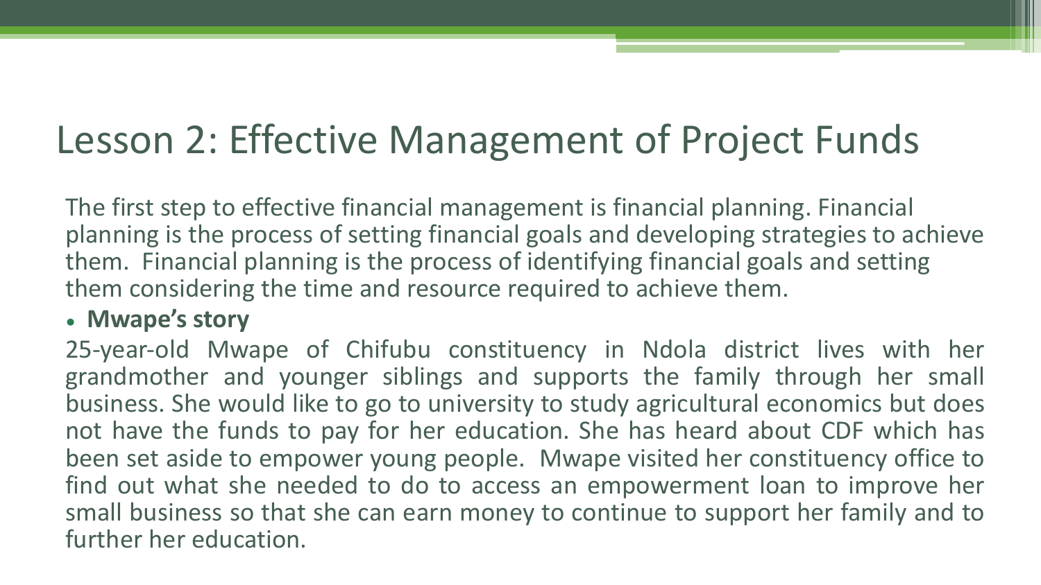# Lesson 2: Effective Management of Project Funds

The first step to effective financial management is financial planning. Financial planning is the process of setting financial goals and developing strategies to achieve them. Financial planning is the process of identifying financial goals and setting them considering the time and resource required to achieve them.

- **Mwape's story**

25-year-old Mwape of Chifubu constituency in Ndola district lives with her grandmother and younger siblings and supports the family through her small business. She would like to go to university to study agricultural economics but does not have the funds to pay for her education. She has heard about CDF which has been set aside to empower young people. Mwape visited her constituency office to find out what she needed to do to access an empowerment loan to improve her small business so that she can earn money to continue to support her family and to further her education.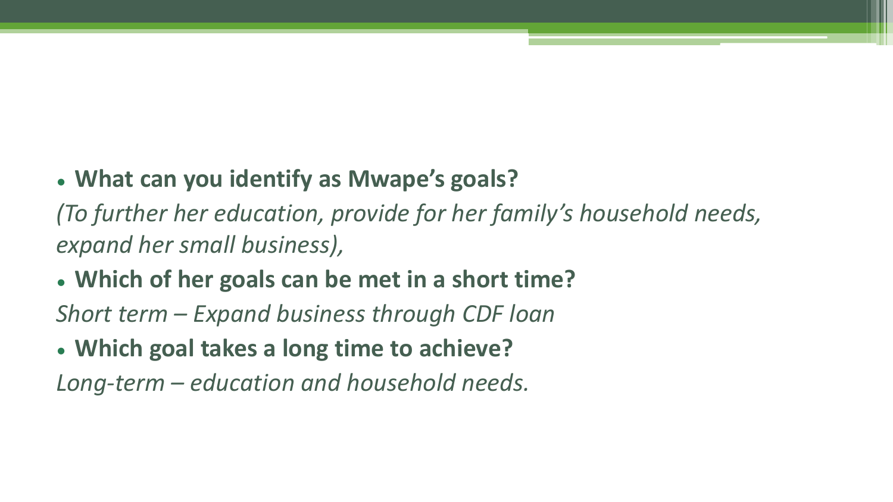- **What can you identify as Mwape's goals?**

*(To further her education, provide for her family's household needs, expand her small business),*

- **Which of her goals can be met in a short time?**

*Short term – Expand business through CDF loan*

- **Which goal takes a long time to achieve?**

*Long-term – education and household needs.*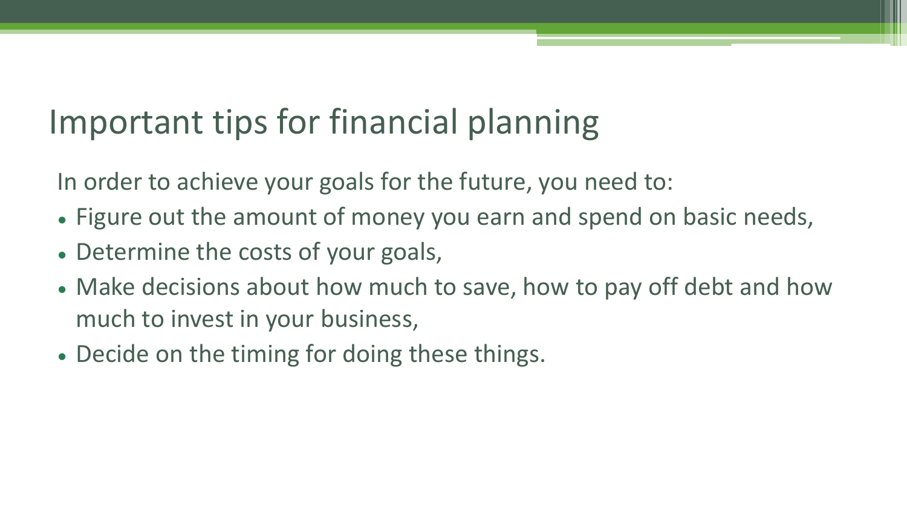# Important tips for financial planning

In order to achieve your goals for the future, you need to:

- Figure out the amount of money you earn and spend on basic needs,
- Determine the costs of your goals,
- Make decisions about how much to save, how to pay off debt and how much to invest in your business,
- Decide on the timing for doing these things.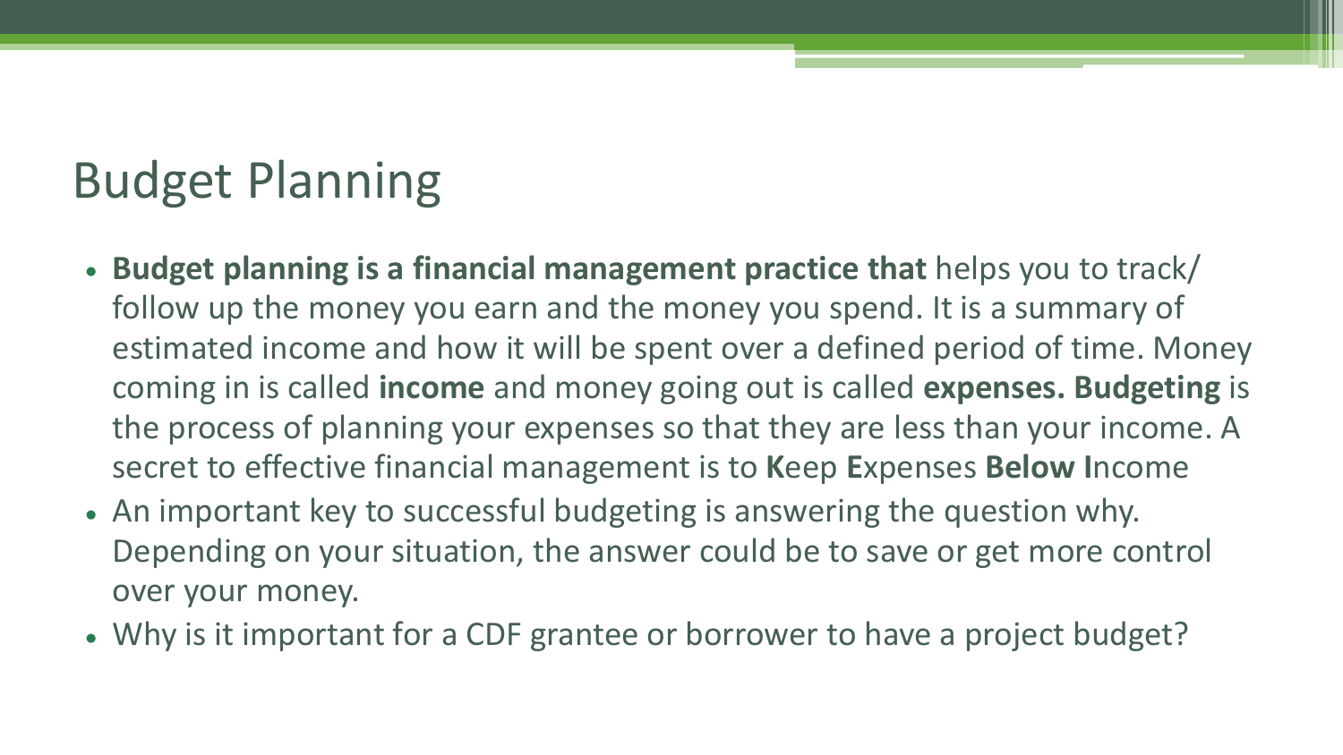# Budget Planning

- **Budget planning is a financial management practice that** helps you to track/ follow up the money you earn and the money you spend. It is a summary of estimated income and how it will be spent over a defined period of time. Money coming in is called **income** and money going out is called **expenses. Budgeting** is the process of planning your expenses so that they are less than your income. A secret to effective financial management is to **K**eep **E**xpenses **Below I**ncome
- An important key to successful budgeting is answering the question why. Depending on your situation, the answer could be to save or get more control over your money.
- Why is it important for a CDF grantee or borrower to have a project budget?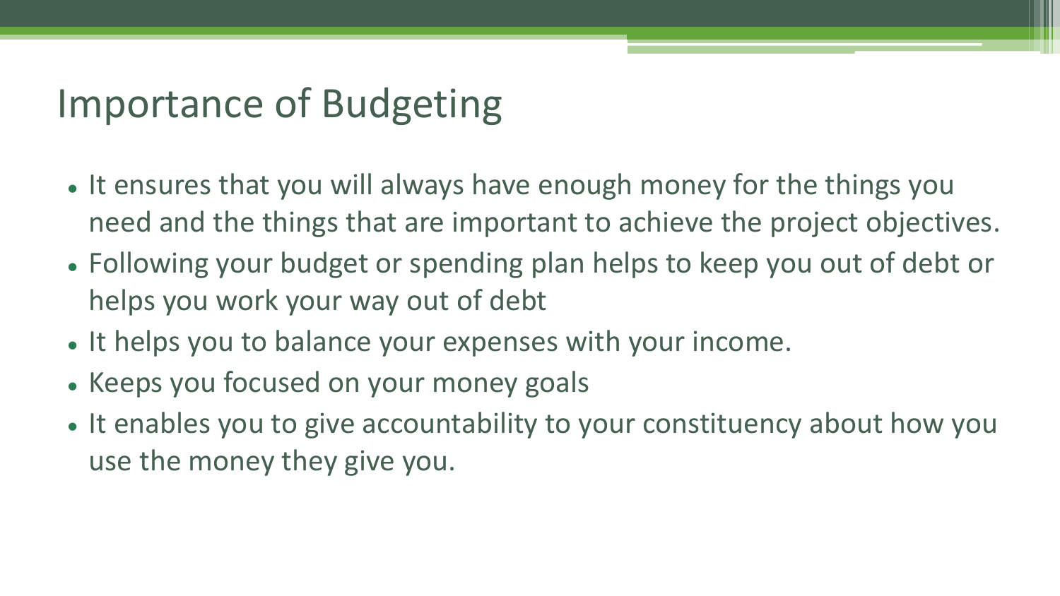# Importance of Budgeting

- It ensures that you will always have enough money for the things you need and the things that are important to achieve the project objectives.
- Following your budget or spending plan helps to keep you out of debt or helps you work your way out of debt
- It helps you to balance your expenses with your income.
- Keeps you focused on your money goals
- It enables you to give accountability to your constituency about how you use the money they give you.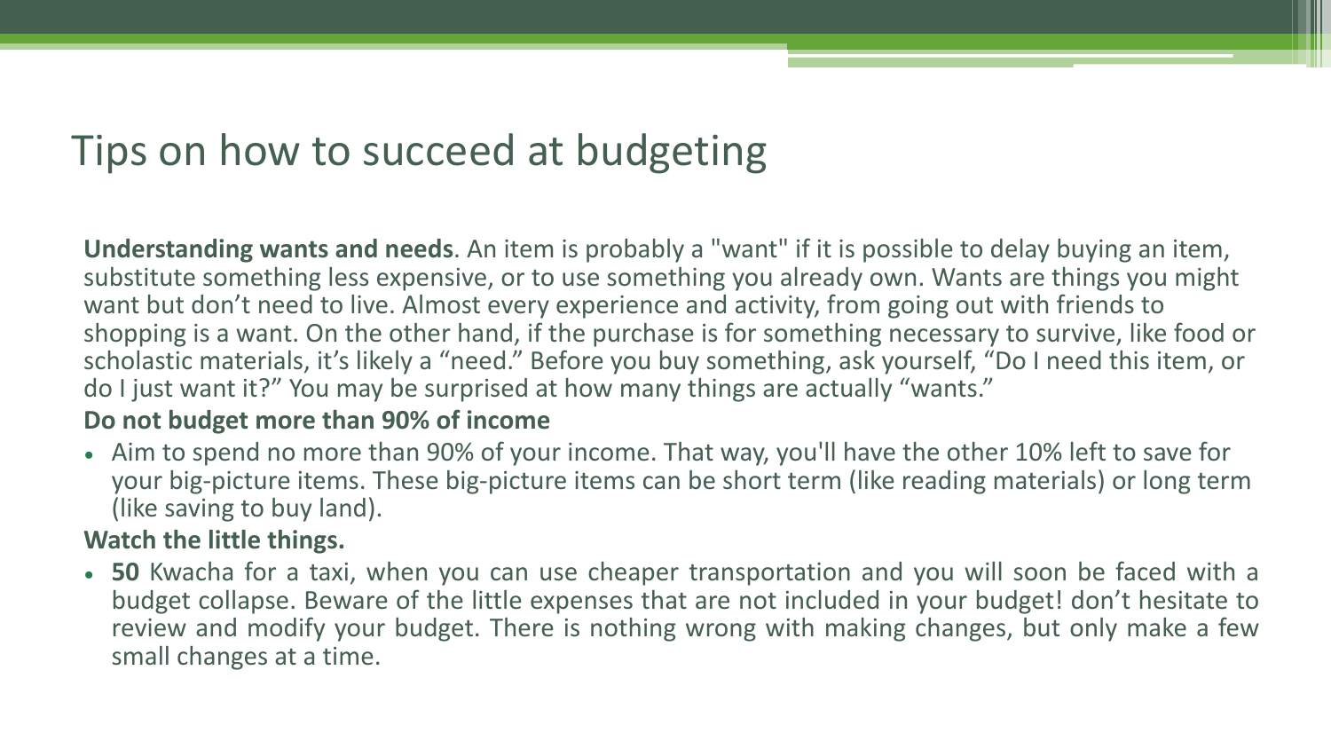# Tips on how to succeed at budgeting

**Understanding wants and needs**. An item is probably a "want" if it is possible to delay buying an item, substitute something less expensive, or to use something you already own. Wants are things you might want but don't need to live. Almost every experience and activity, from going out with friends to shopping is a want. On the other hand, if the purchase is for something necessary to survive, like food or scholastic materials, it's likely a "need." Before you buy something, ask yourself, "Do I need this item, or do I just want it?" You may be surprised at how many things are actually "wants."

**Do not budget more than 90% of income**

- Aim to spend no more than 90% of your income. That way, you'll have the other 10% left to save for your big-picture items. These big-picture items can be short term (like reading materials) or long term (like saving to buy land).

**Watch the little things.**

- **50** Kwacha for a taxi, when you can use cheaper transportation and you will soon be faced with a budget collapse. Beware of the little expenses that are not included in your budget! don't hesitate to review and modify your budget. There is nothing wrong with making changes, but only make a few small changes at a time.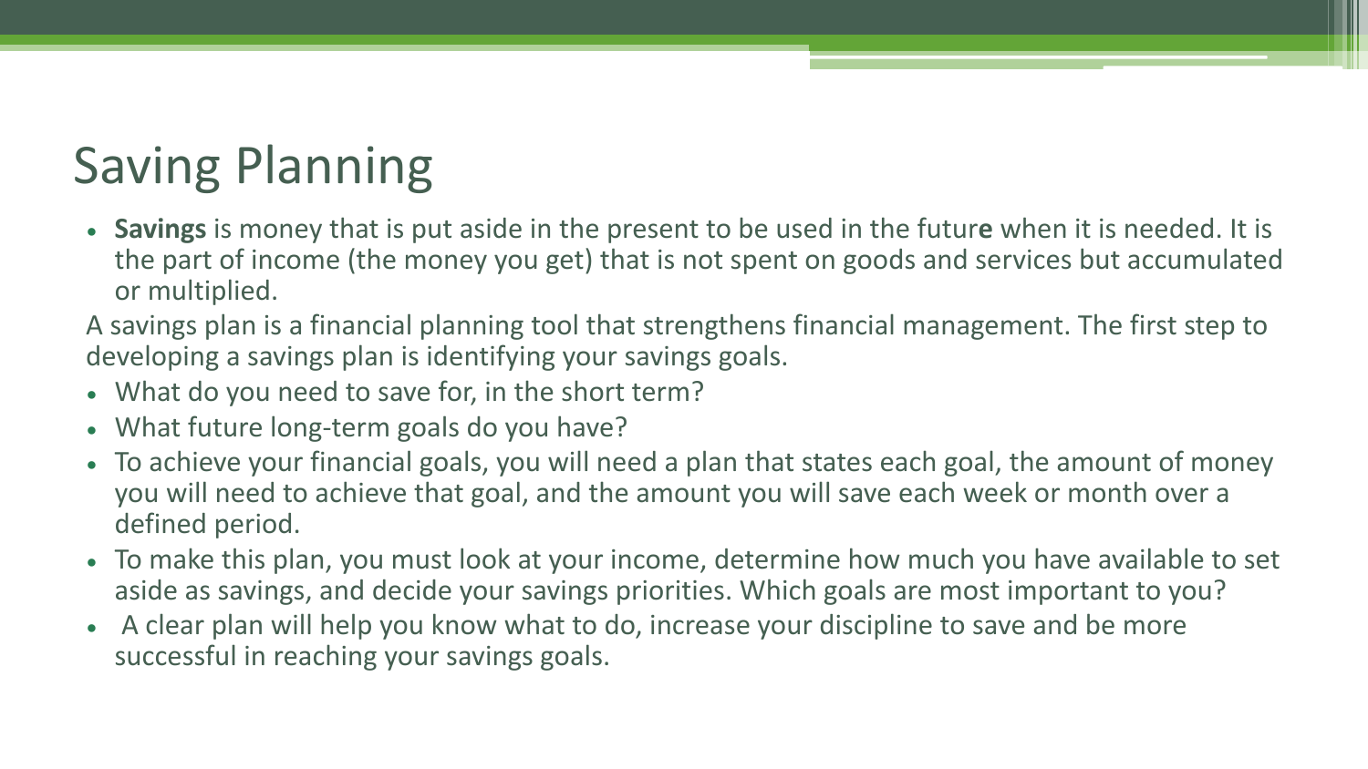# Saving Planning

- **Savings** is money that is put aside in the present to be used in the future when it is needed. It is the part of income (the money you get) that is not spent on goods and services but accumulated or multiplied.

A savings plan is a financial planning tool that strengthens financial management. The first step to developing a savings plan is identifying your savings goals.

- What do you need to save for, in the short term?
- What future long-term goals do you have?
- To achieve your financial goals, you will need a plan that states each goal, the amount of money you will need to achieve that goal, and the amount you will save each week or month over a defined period.
- To make this plan, you must look at your income, determine how much you have available to set aside as savings, and decide your savings priorities. Which goals are most important to you?
- A clear plan will help you know what to do, increase your discipline to save and be more successful in reaching your savings goals.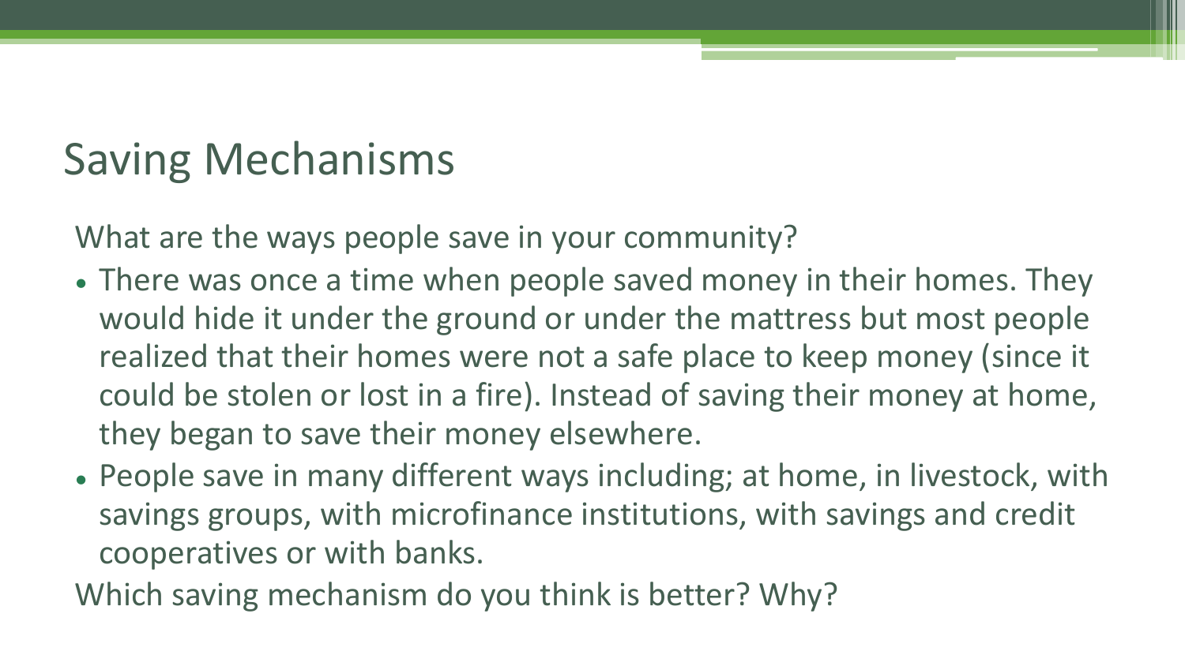# Saving Mechanisms

What are the ways people save in your community?

- There was once a time when people saved money in their homes. They would hide it under the ground or under the mattress but most people realized that their homes were not a safe place to keep money (since it could be stolen or lost in a fire). Instead of saving their money at home, they began to save their money elsewhere.
- People save in many different ways including; at home, in livestock, with savings groups, with microfinance institutions, with savings and credit cooperatives or with banks.

Which saving mechanism do you think is better? Why?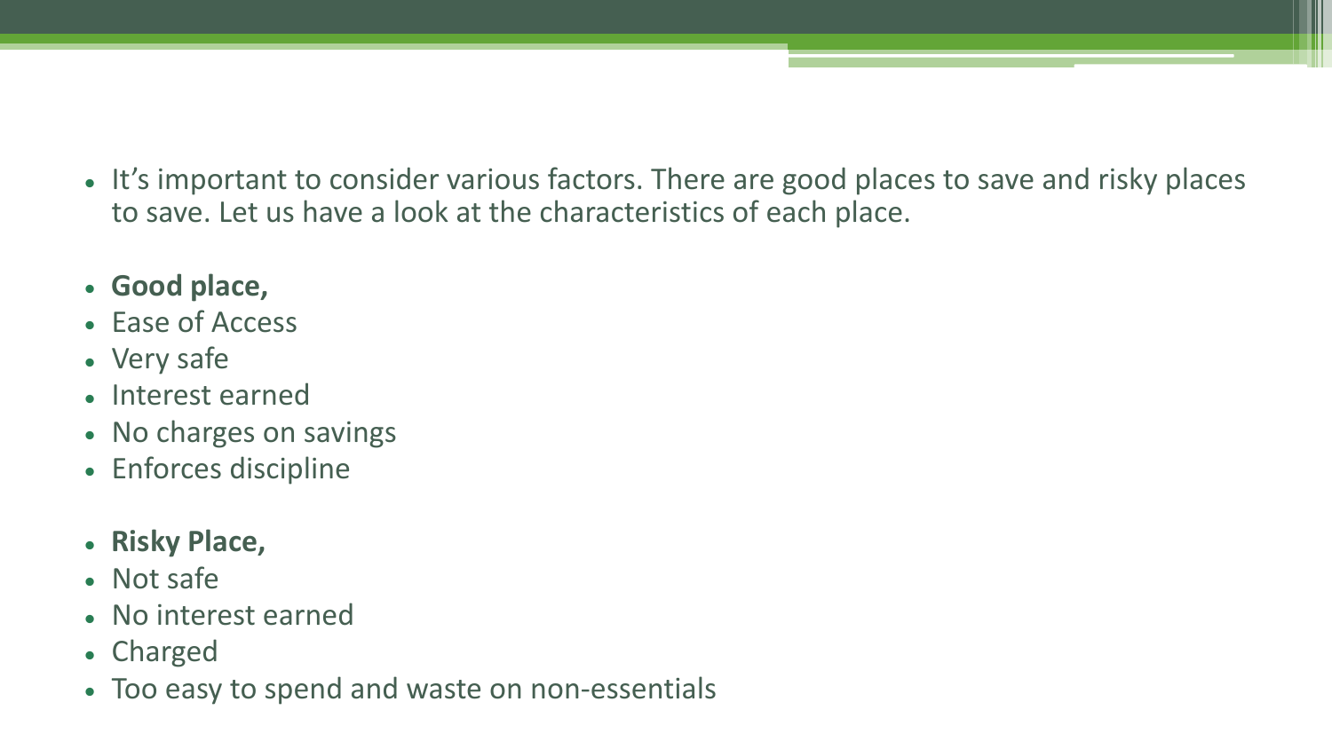- It’s important to consider various factors. There are good places to save and risky places to save. Let us have a look at the characteristics of each place.

- **Good place,**
- Ease of Access
- Very safe
- Interest earned
- No charges on savings
- Enforces discipline

- **Risky Place,**
- Not safe
- No interest earned
- Charged
- Too easy to spend and waste on non-essentials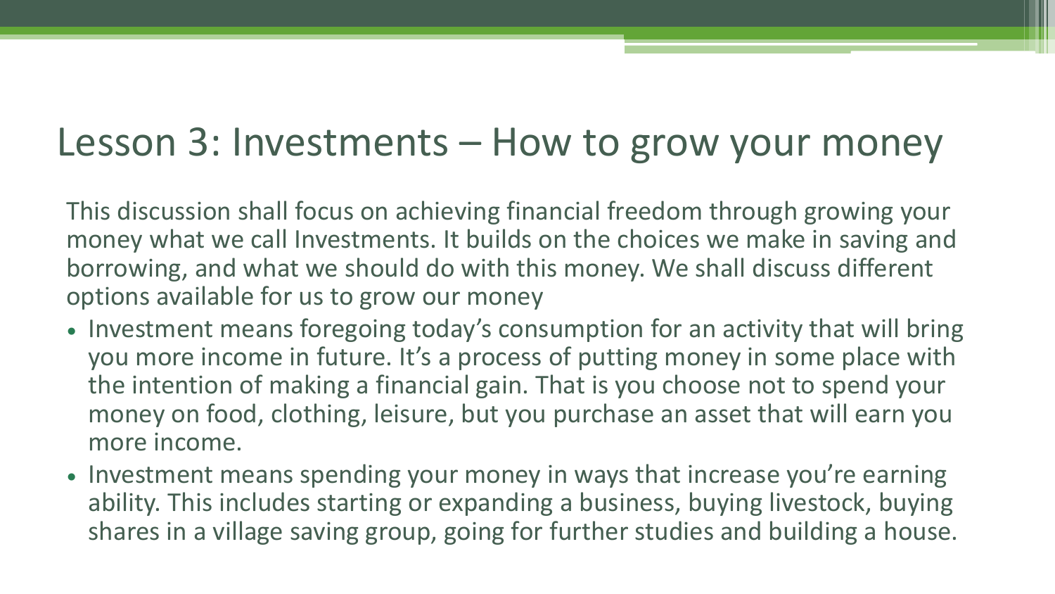# Lesson 3: Investments – How to grow your money

This discussion shall focus on achieving financial freedom through growing your money what we call Investments. It builds on the choices we make in saving and borrowing, and what we should do with this money. We shall discuss different options available for us to grow our money

- Investment means foregoing today's consumption for an activity that will bring you more income in future. It's a process of putting money in some place with the intention of making a financial gain. That is you choose not to spend your money on food, clothing, leisure, but you purchase an asset that will earn you more income.
- Investment means spending your money in ways that increase you're earning ability. This includes starting or expanding a business, buying livestock, buying shares in a village saving group, going for further studies and building a house.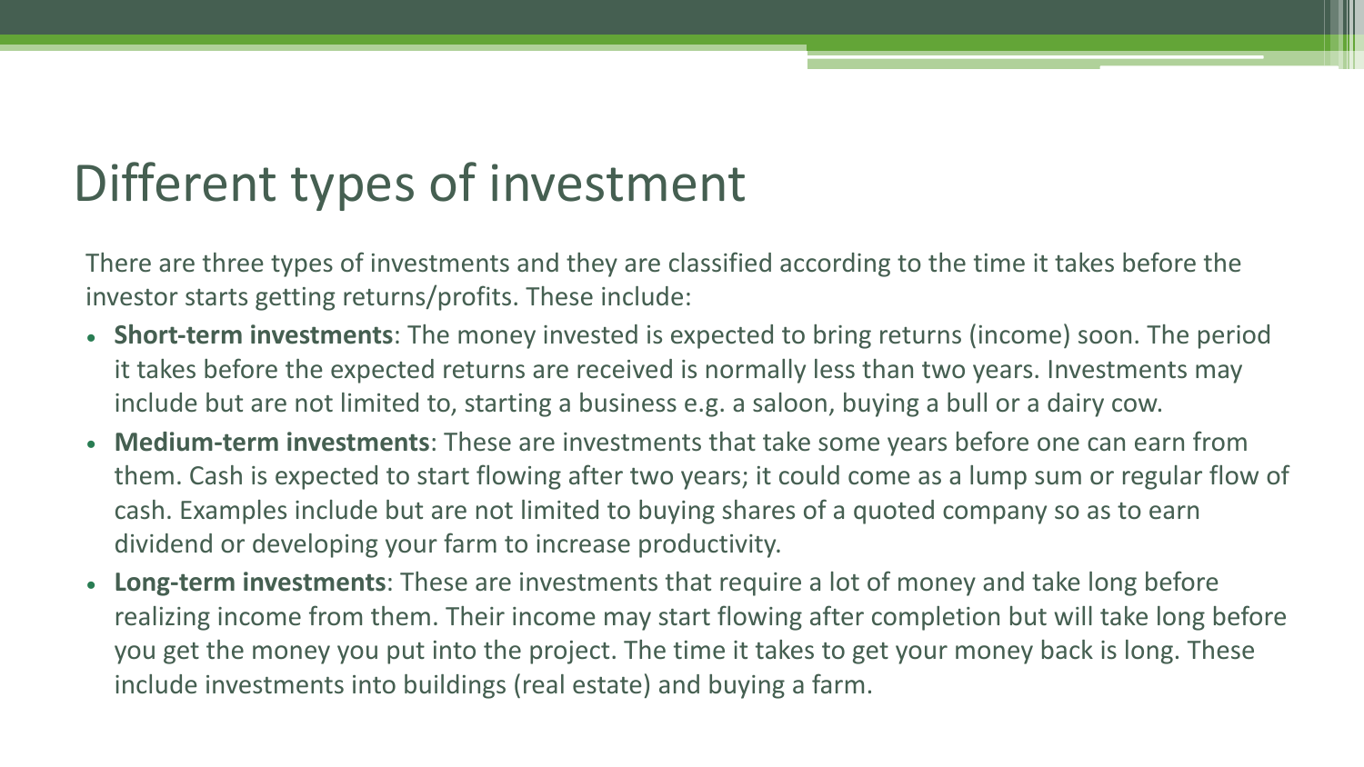# Different types of investment

There are three types of investments and they are classified according to the time it takes before the investor starts getting returns/profits. These include:

- **Short-term investments**: The money invested is expected to bring returns (income) soon. The period it takes before the expected returns are received is normally less than two years. Investments may include but are not limited to, starting a business e.g. a saloon, buying a bull or a dairy cow.
- **Medium-term investments**: These are investments that take some years before one can earn from them. Cash is expected to start flowing after two years; it could come as a lump sum or regular flow of cash. Examples include but are not limited to buying shares of a quoted company so as to earn dividend or developing your farm to increase productivity.
- **Long-term investments**: These are investments that require a lot of money and take long before realizing income from them. Their income may start flowing after completion but will take long before you get the money you put into the project. The time it takes to get your money back is long. These include investments into buildings (real estate) and buying a farm.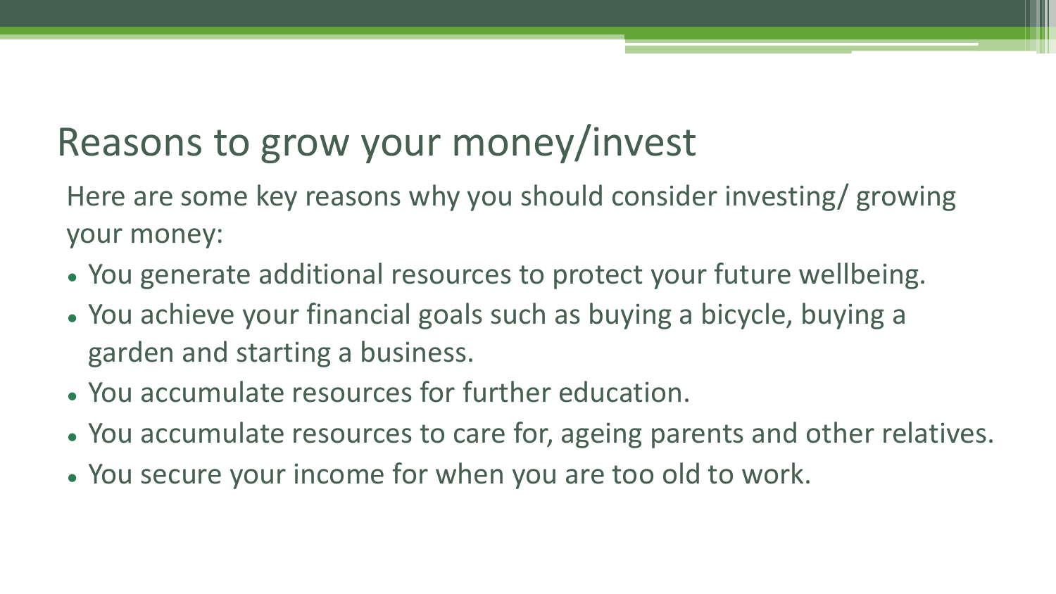# Reasons to grow your money/invest

Here are some key reasons why you should consider investing/ growing your money:

- You generate additional resources to protect your future wellbeing.
- You achieve your financial goals such as buying a bicycle, buying a garden and starting a business.
- You accumulate resources for further education.
- You accumulate resources to care for, ageing parents and other relatives.
- You secure your income for when you are too old to work.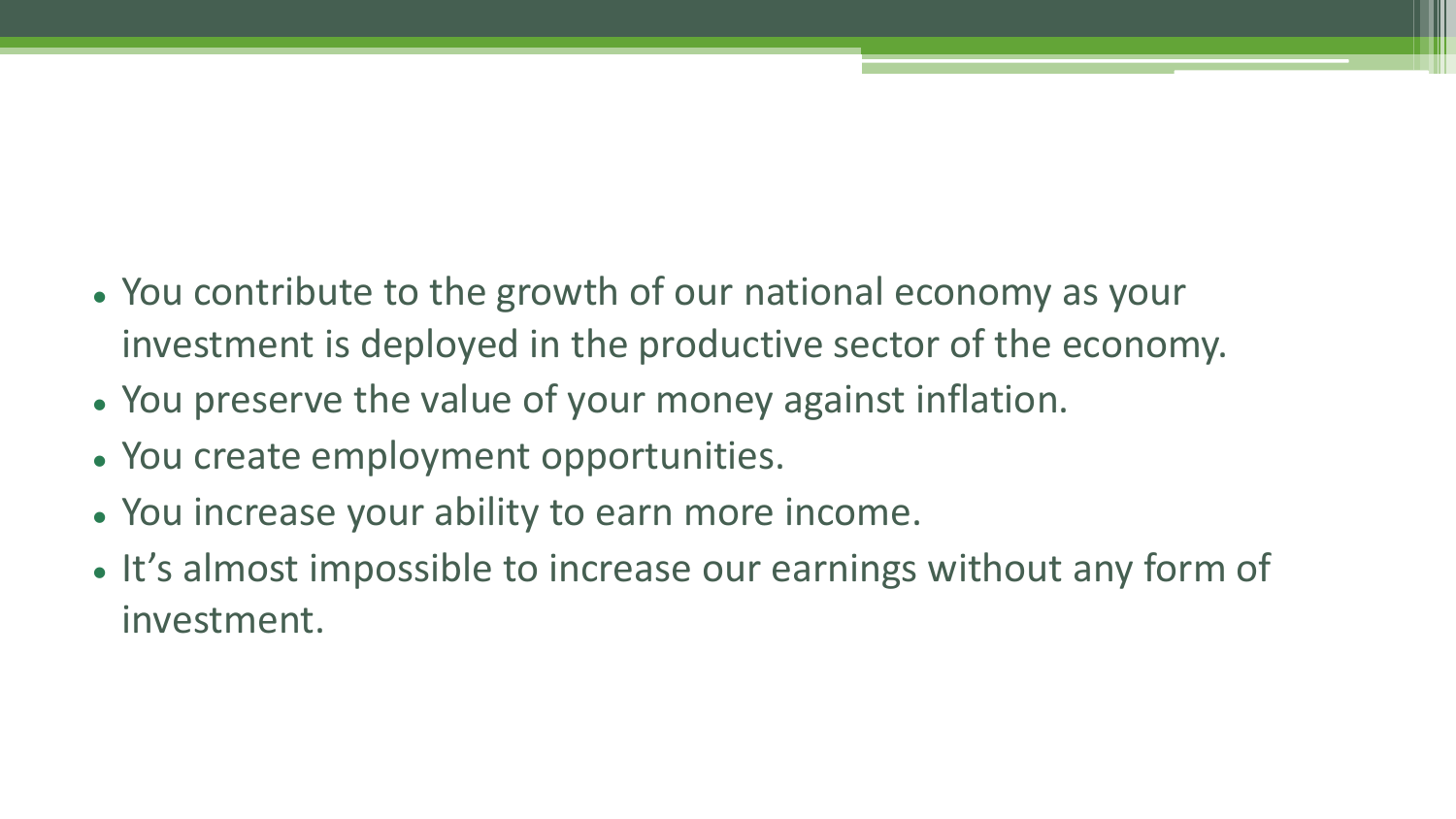- You contribute to the growth of our national economy as your investment is deployed in the productive sector of the economy.
- You preserve the value of your money against inflation.
- You create employment opportunities.
- You increase your ability to earn more income.
- It's almost impossible to increase our earnings without any form of investment.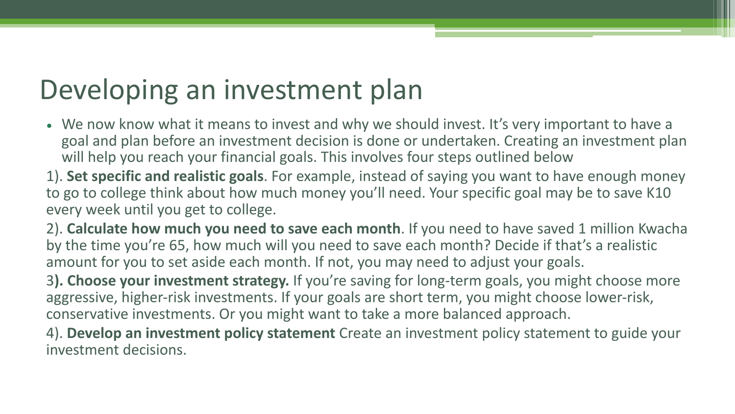# Developing an investment plan

- We now know what it means to invest and why we should invest. It's very important to have a goal and plan before an investment decision is done or undertaken. Creating an investment plan will help you reach your financial goals. This involves four steps outlined below

1). **Set specific and realistic goals**. For example, instead of saying you want to have enough money to go to college think about how much money you'll need. Your specific goal may be to save K10 every week until you get to college.

2). **Calculate how much you need to save each month**. If you need to have saved 1 million Kwacha by the time you're 65, how much will you need to save each month? Decide if that's a realistic amount for you to set aside each month. If not, you may need to adjust your goals.

3**). Choose your investment strategy.** If you're saving for long-term goals, you might choose more aggressive, higher-risk investments. If your goals are short term, you might choose lower-risk, conservative investments. Or you might want to take a more balanced approach.

4). **Develop an investment policy statement** Create an investment policy statement to guide your investment decisions.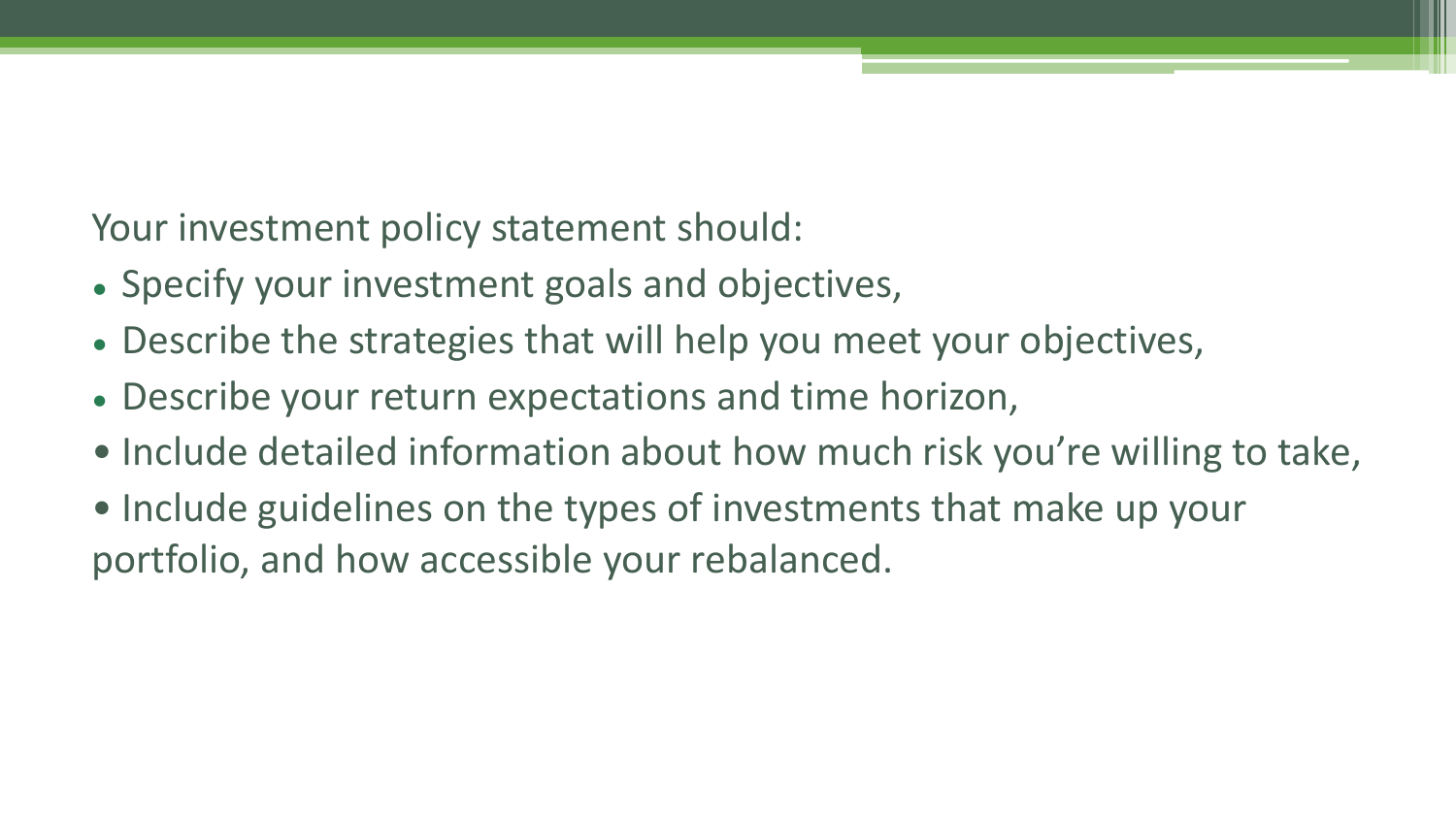Your investment policy statement should:

- Specify your investment goals and objectives,
- Describe the strategies that will help you meet your objectives,
- Describe your return expectations and time horizon,
- Include detailed information about how much risk you're willing to take,
- Include guidelines on the types of investments that make up your portfolio, and how accessible your rebalanced.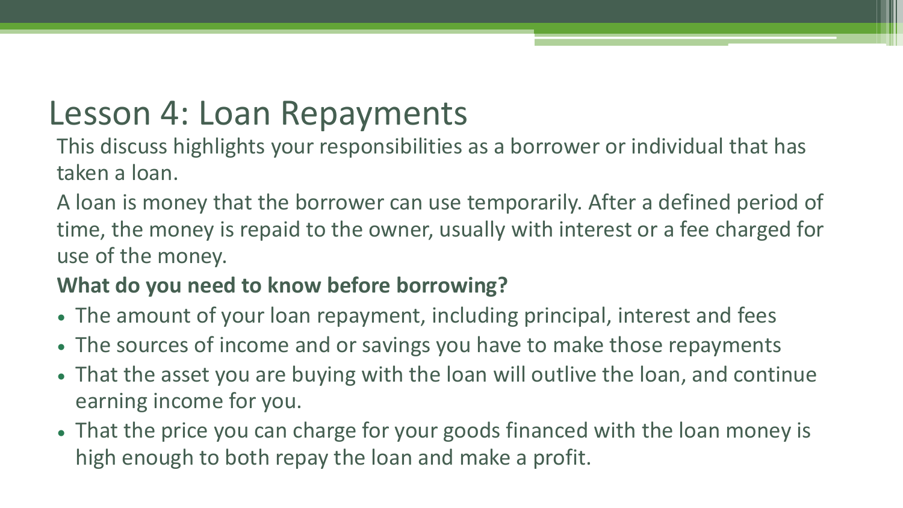# Lesson 4: Loan Repayments

This discuss highlights your responsibilities as a borrower or individual that has taken a loan.

A loan is money that the borrower can use temporarily. After a defined period of time, the money is repaid to the owner, usually with interest or a fee charged for use of the money.

**What do you need to know before borrowing?**

- The amount of your loan repayment, including principal, interest and fees
- The sources of income and or savings you have to make those repayments
- That the asset you are buying with the loan will outlive the loan, and continue earning income for you.
- That the price you can charge for your goods financed with the loan money is high enough to both repay the loan and make a profit.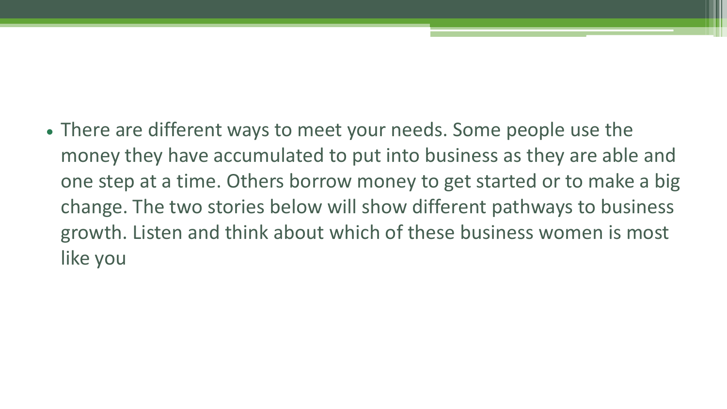- There are different ways to meet your needs. Some people use the money they have accumulated to put into business as they are able and one step at a time. Others borrow money to get started or to make a big change. The two stories below will show different pathways to business growth. Listen and think about which of these business women is most like you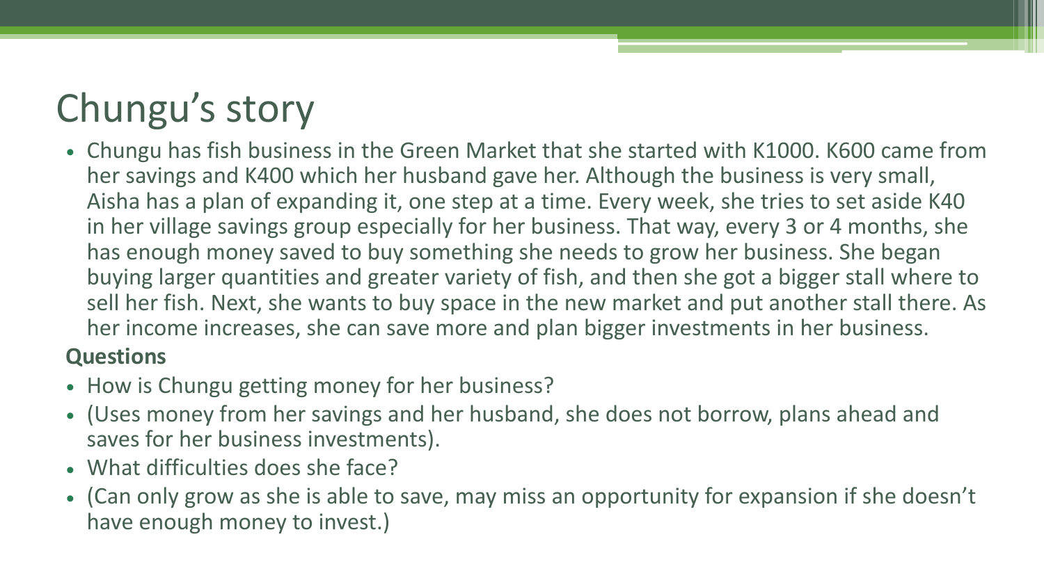# Chungu's story

- Chungu has fish business in the Green Market that she started with K1000. K600 came from her savings and K400 which her husband gave her. Although the business is very small, Aisha has a plan of expanding it, one step at a time. Every week, she tries to set aside K40 in her village savings group especially for her business. That way, every 3 or 4 months, she has enough money saved to buy something she needs to grow her business. She began buying larger quantities and greater variety of fish, and then she got a bigger stall where to sell her fish. Next, she wants to buy space in the new market and put another stall there. As her income increases, she can save more and plan bigger investments in her business.

**Questions**

- How is Chungu getting money for her business?
- (Uses money from her savings and her husband, she does not borrow, plans ahead and saves for her business investments).
- What difficulties does she face?
- (Can only grow as she is able to save, may miss an opportunity for expansion if she doesn't have enough money to invest.)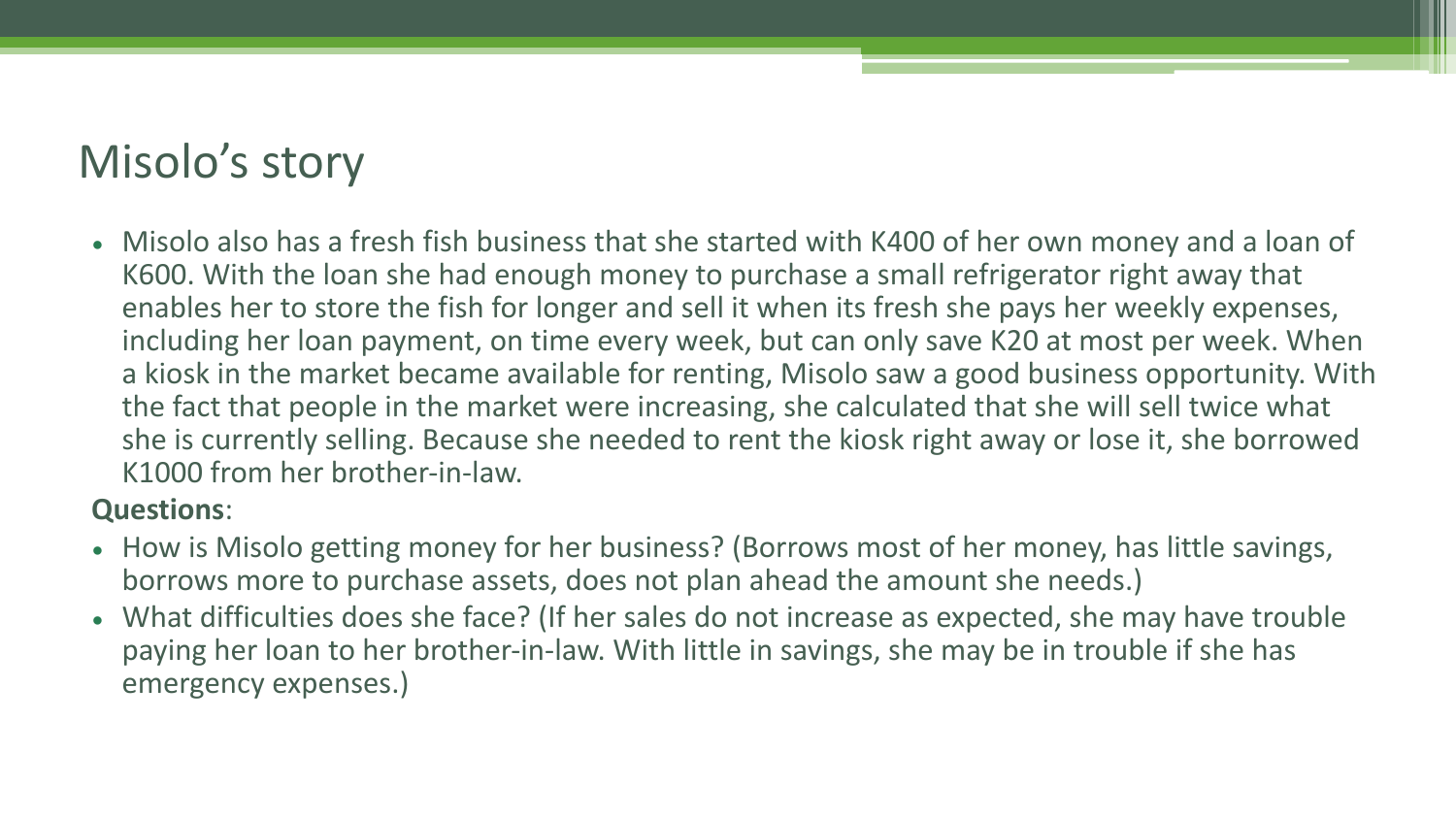# Misolo's story

- Misolo also has a fresh fish business that she started with K400 of her own money and a loan of K600. With the loan she had enough money to purchase a small refrigerator right away that enables her to store the fish for longer and sell it when its fresh she pays her weekly expenses, including her loan payment, on time every week, but can only save K20 at most per week. When a kiosk in the market became available for renting, Misolo saw a good business opportunity. With the fact that people in the market were increasing, she calculated that she will sell twice what she is currently selling. Because she needed to rent the kiosk right away or lose it, she borrowed K1000 from her brother-in-law.

**Questions**:

- How is Misolo getting money for her business? (Borrows most of her money, has little savings, borrows more to purchase assets, does not plan ahead the amount she needs.)
- What difficulties does she face? (If her sales do not increase as expected, she may have trouble paying her loan to her brother-in-law. With little in savings, she may be in trouble if she has emergency expenses.)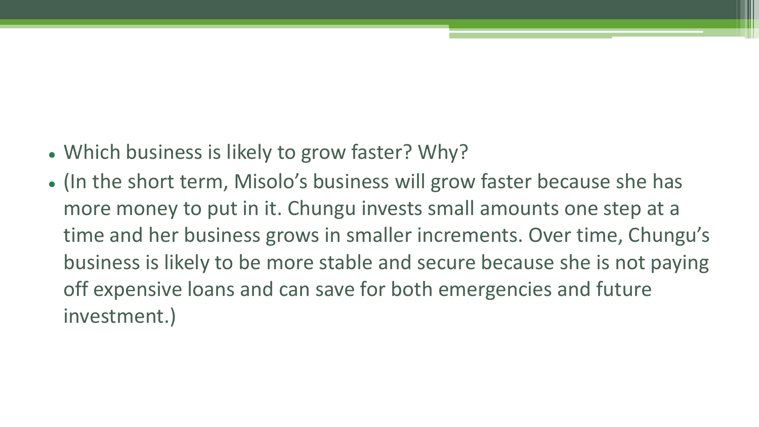- Which business is likely to grow faster? Why?
- (In the short term, Misolo's business will grow faster because she has more money to put in it. Chungu invests small amounts one step at a time and her business grows in smaller increments. Over time, Chungu's business is likely to be more stable and secure because she is not paying off expensive loans and can save for both emergencies and future investment.)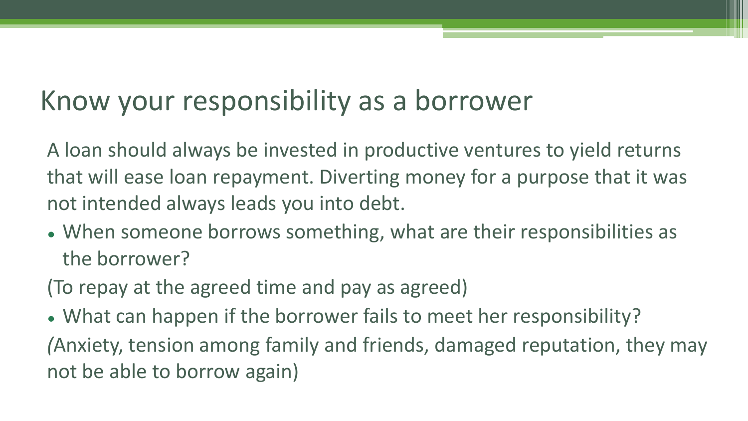# Know your responsibility as a borrower

A loan should always be invested in productive ventures to yield returns that will ease loan repayment. Diverting money for a purpose that it was not intended always leads you into debt.

- When someone borrows something, what are their responsibilities as the borrower?

(To repay at the agreed time and pay as agreed)

- What can happen if the borrower fails to meet her responsibility?

(Anxiety, tension among family and friends, damaged reputation, they may not be able to borrow again)